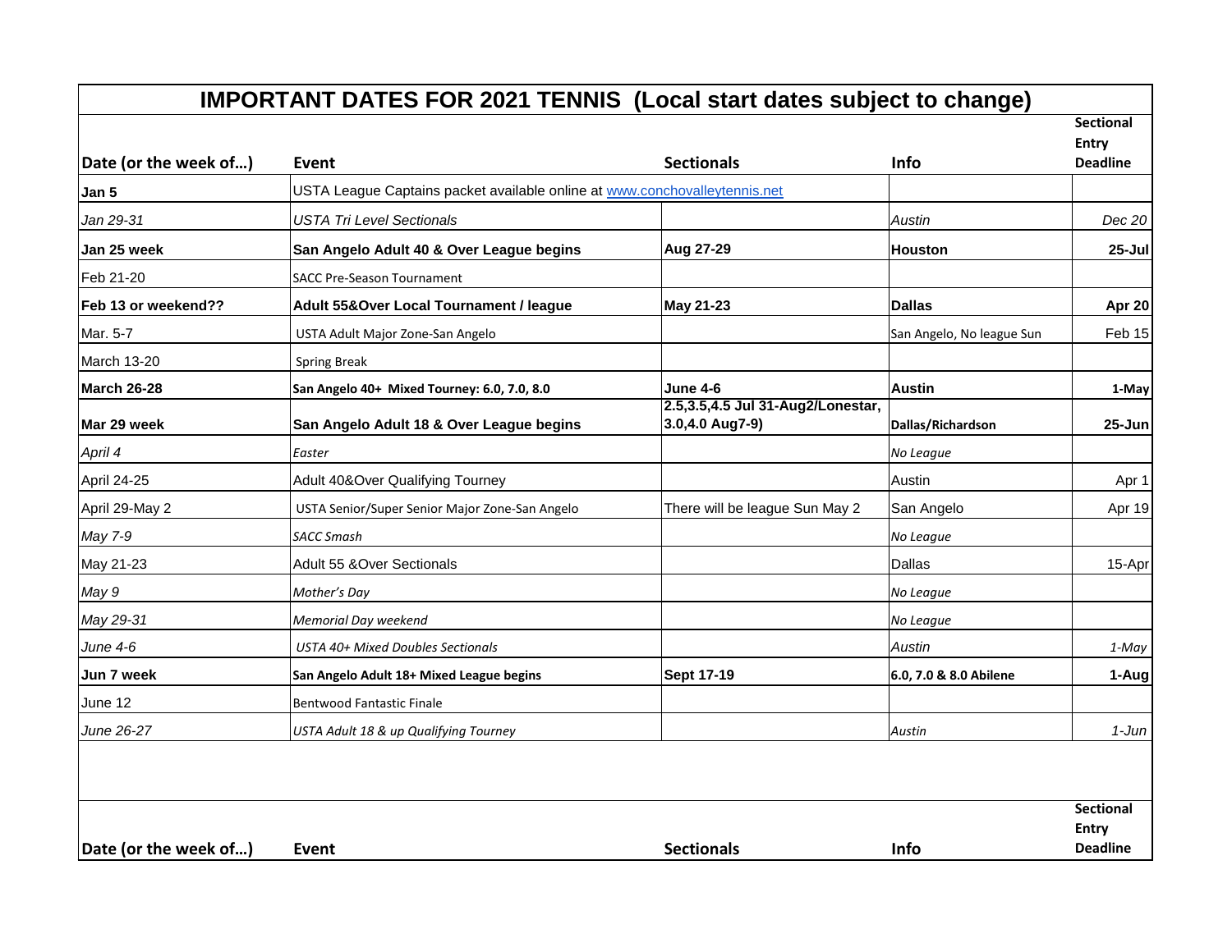# IMPORTANT DATES FOR 2021 TENNIS (Local start dates subject to change)

| Date (or the week of…) | Event | Sectionals | Info | Sectional Entry Deadline |
|---|---|---|---|---|
| **Jan 5** | USTA League Captains packet available online at www.conchovalleytennis.net | | | |
| *Jan 29-31* | *USTA Tri Level Sectionals* | | *Austin* | *Dec 20* |
| **Jan 25 week** | **San Angelo Adult 40 & Over League begins** | **Aug 27-29** | **Houston** | **25-Jul** |
| Feb 21-20 | SACC Pre-Season Tournament | | | |
| **Feb 13 or weekend??** | **Adult 55&Over Local Tournament / league** | **May 21-23** | **Dallas** | **Apr 20** |
| Mar. 5-7 | USTA Adult Major Zone-San Angelo | | San Angelo, No league Sun | Feb 15 |
| March 13-20 | Spring Break | | | |
| **March 26-28** | **San Angelo 40+ Mixed Tourney: 6.0, 7.0, 8.0** | **June 4-6** | **Austin** | **1-May** |
| **Mar 29 week** | **San Angelo Adult 18 & Over League begins** | **2.5,3.5,4.5 Jul 31-Aug2/Lonestar, 3.0,4.0 Aug7-9)** | **Dallas/Richardson** | **25-Jun** |
| *April 4* | *Easter* | | *No League* | |
| April 24-25 | Adult 40&Over Qualifying Tourney | | Austin | Apr 1 |
| April 29-May 2 | USTA Senior/Super Senior Major Zone-San Angelo | There will be league Sun May 2 | San Angelo | Apr 19 |
| *May 7-9* | *SACC Smash* | | *No League* | |
| May 21-23 | Adult 55 &Over Sectionals | | Dallas | 15-Apr |
| *May 9* | *Mother's Day* | | *No League* | |
| *May 29-31* | *Memorial Day weekend* | | *No League* | |
| *June 4-6* | *USTA 40+ Mixed Doubles Sectionals* | | *Austin* | *1-May* |
| **Jun 7 week** | **San Angelo Adult 18+ Mixed League begins** | **Sept 17-19** | **6.0, 7.0 & 8.0 Abilene** | **1-Aug** |
| June 12 | Bentwood Fantastic Finale | | | |
| *June 26-27* | *USTA Adult 18 & up Qualifying Tourney* | | *Austin* | *1-Jun* |
| | | | | |
| **Date (or the week of…)** | **Event** | **Sectionals** | **Info** | **Sectional Entry Deadline** |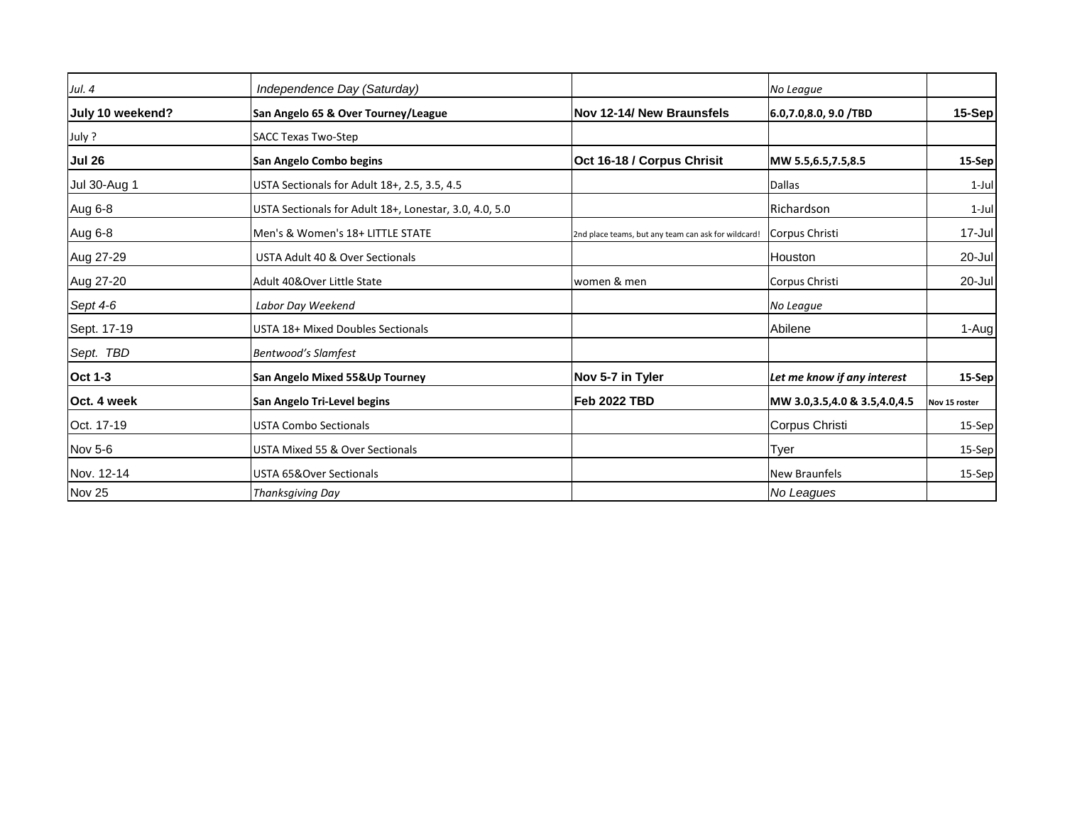| | | | | |
|---|---|---|---|---|
| *Jul. 4* | *Independence Day (Saturday)* | | *No League* | |
| **July 10 weekend?** | **San Angelo 65 & Over Tourney/League** | **Nov 12-14/ New Braunsfels** | **6.0,7.0,8.0, 9.0 /TBD** | **15-Sep** |
| July ? | SACC Texas Two-Step | | | |
| **Jul 26** | **San Angelo Combo begins** | **Oct 16-18 / Corpus Chrisit** | **MW 5.5,6.5,7.5,8.5** | **15-Sep** |
| Jul 30-Aug 1 | USTA Sectionals for Adult 18+, 2.5, 3.5, 4.5 | | Dallas | 1-Jul |
| Aug 6-8 | USTA Sectionals for Adult 18+, Lonestar, 3.0, 4.0, 5.0 | | Richardson | 1-Jul |
| Aug 6-8 | Men's & Women's 18+ LITTLE STATE | 2nd place teams, but any team can ask for wildcard! | Corpus Christi | 17-Jul |
| Aug 27-29 | USTA Adult 40 & Over Sectionals | | Houston | 20-Jul |
| Aug 27-20 | Adult 40&Over Little State | women & men | Corpus Christi | 20-Jul |
| *Sept 4-6* | *Labor Day Weekend* | | *No League* | |
| Sept. 17-19 | USTA 18+ Mixed Doubles Sectionals | | Abilene | 1-Aug |
| *Sept. TBD* | *Bentwood's Slamfest* | | | |
| **Oct 1-3** | **San Angelo Mixed 55&Up Tourney** | **Nov 5-7 in Tyler** | ***Let me know if any interest*** | **15-Sep** |
| **Oct. 4 week** | **San Angelo Tri-Level begins** | **Feb 2022 TBD** | **MW 3.0,3.5,4.0 & 3.5,4.0,4.5** | **Nov 15 roster** |
| Oct. 17-19 | USTA Combo Sectionals | | Corpus Christi | 15-Sep |
| Nov 5-6 | USTA Mixed 55 & Over Sectionals | | Tyer | 15-Sep |
| Nov. 12-14 | USTA 65&Over Sectionals | | New Braunfels | 15-Sep |
| Nov 25 | *Thanksgiving Day* | | *No Leagues* | |